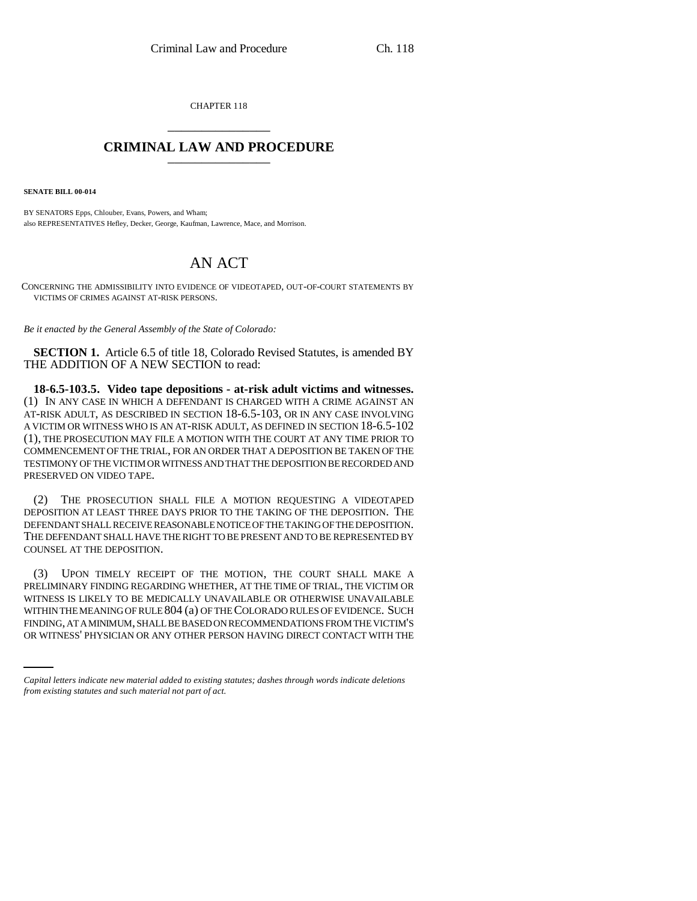CHAPTER 118

# CRIMINAL LAW AND PROCEDURE

**SENATE BILL 00-014**

BY SENATORS Epps, Chlouber, Evans, Powers, and Wham;
also REPRESENTATIVES Hefley, Decker, George, Kaufman, Lawrence, Mace, and Morrison.

# AN ACT

CONCERNING THE ADMISSIBILITY INTO EVIDENCE OF VIDEOTAPED, OUT-OF-COURT STATEMENTS BY VICTIMS OF CRIMES AGAINST AT-RISK PERSONS.

*Be it enacted by the General Assembly of the State of Colorado:*

**SECTION 1.** Article 6.5 of title 18, Colorado Revised Statutes, is amended BY THE ADDITION OF A NEW SECTION to read:

**18-6.5-103.5. Video tape depositions - at-risk adult victims and witnesses.** (1) IN ANY CASE IN WHICH A DEFENDANT IS CHARGED WITH A CRIME AGAINST AN AT-RISK ADULT, AS DESCRIBED IN SECTION 18-6.5-103, OR IN ANY CASE INVOLVING A VICTIM OR WITNESS WHO IS AN AT-RISK ADULT, AS DEFINED IN SECTION 18-6.5-102 (1), THE PROSECUTION MAY FILE A MOTION WITH THE COURT AT ANY TIME PRIOR TO COMMENCEMENT OF THE TRIAL, FOR AN ORDER THAT A DEPOSITION BE TAKEN OF THE TESTIMONY OF THE VICTIM OR WITNESS AND THAT THE DEPOSITION BE RECORDED AND PRESERVED ON VIDEO TAPE.

(2) THE PROSECUTION SHALL FILE A MOTION REQUESTING A VIDEOTAPED DEPOSITION AT LEAST THREE DAYS PRIOR TO THE TAKING OF THE DEPOSITION. THE DEFENDANT SHALL RECEIVE REASONABLE NOTICE OF THE TAKING OF THE DEPOSITION. THE DEFENDANT SHALL HAVE THE RIGHT TO BE PRESENT AND TO BE REPRESENTED BY COUNSEL AT THE DEPOSITION.

(3) UPON TIMELY RECEIPT OF THE MOTION, THE COURT SHALL MAKE A PRELIMINARY FINDING REGARDING WHETHER, AT THE TIME OF TRIAL, THE VICTIM OR WITNESS IS LIKELY TO BE MEDICALLY UNAVAILABLE OR OTHERWISE UNAVAILABLE WITHIN THE MEANING OF RULE 804 (a) OF THE COLORADO RULES OF EVIDENCE. SUCH FINDING, AT A MINIMUM, SHALL BE BASED ON RECOMMENDATIONS FROM THE VICTIM'S OR WITNESS' PHYSICIAN OR ANY OTHER PERSON HAVING DIRECT CONTACT WITH THE

*Capital letters indicate new material added to existing statutes; dashes through words indicate deletions from existing statutes and such material not part of act.*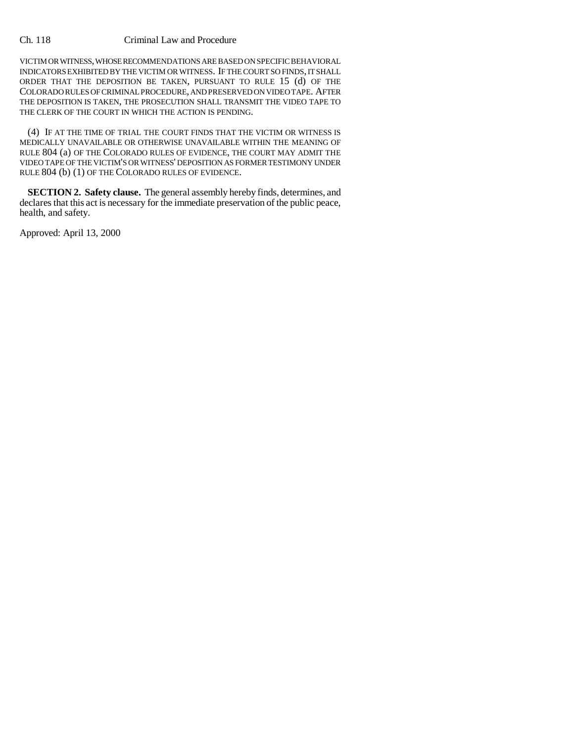VICTIM OR WITNESS, WHOSE RECOMMENDATIONS ARE BASED ON SPECIFIC BEHAVIORAL INDICATORS EXHIBITED BY THE VICTIM OR WITNESS. IF THE COURT SO FINDS, IT SHALL ORDER THAT THE DEPOSITION BE TAKEN, PURSUANT TO RULE 15 (d) OF THE COLORADO RULES OF CRIMINAL PROCEDURE, AND PRESERVED ON VIDEO TAPE. AFTER THE DEPOSITION IS TAKEN, THE PROSECUTION SHALL TRANSMIT THE VIDEO TAPE TO THE CLERK OF THE COURT IN WHICH THE ACTION IS PENDING.

(4) IF AT THE TIME OF TRIAL THE COURT FINDS THAT THE VICTIM OR WITNESS IS MEDICALLY UNAVAILABLE OR OTHERWISE UNAVAILABLE WITHIN THE MEANING OF RULE 804 (a) OF THE COLORADO RULES OF EVIDENCE, THE COURT MAY ADMIT THE VIDEO TAPE OF THE VICTIM'S OR WITNESS' DEPOSITION AS FORMER TESTIMONY UNDER RULE 804 (b) (1) OF THE COLORADO RULES OF EVIDENCE.

**SECTION 2. Safety clause.** The general assembly hereby finds, determines, and declares that this act is necessary for the immediate preservation of the public peace, health, and safety.

Approved: April 13, 2000